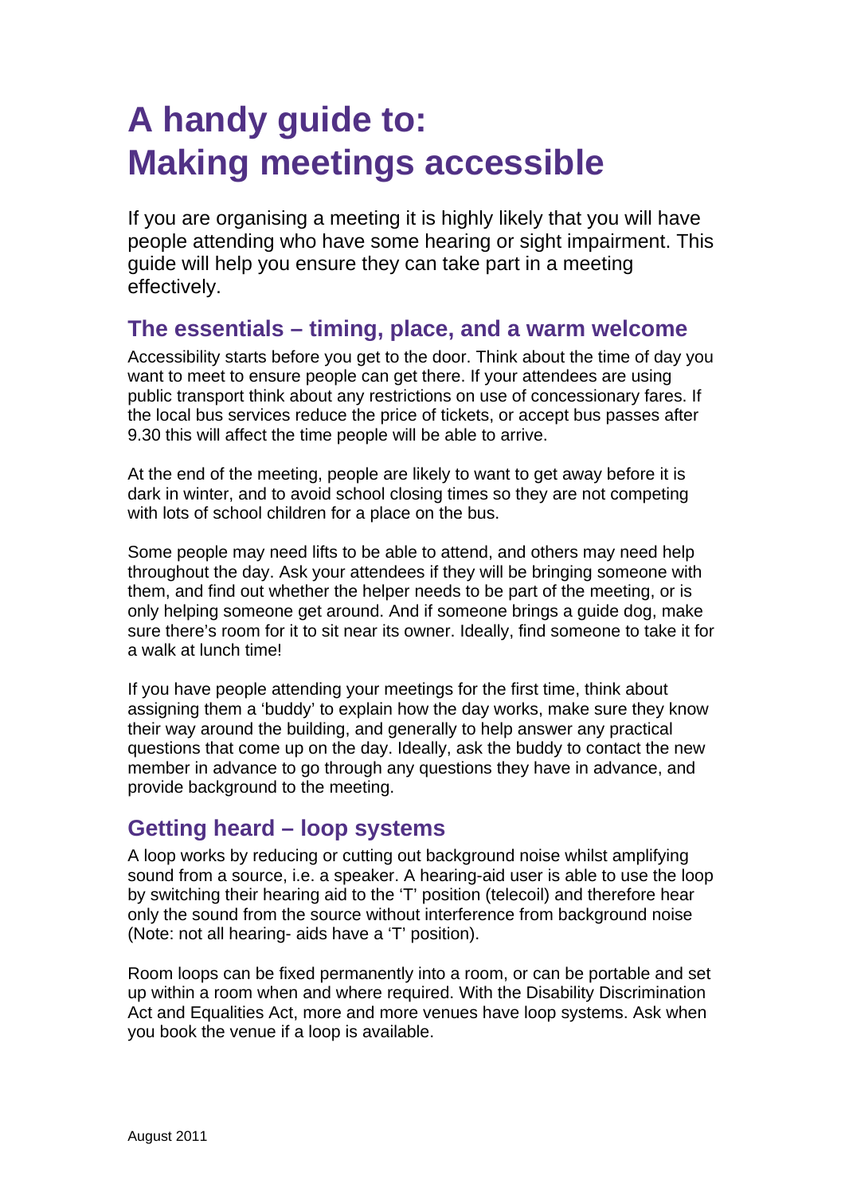# A handy guide to: Making meetings accessible

If you are organising a meeting it is highly likely that you will have people attending who have some hearing or sight impairment. This guide will help you ensure they can take part in a meeting effectively.

## The essentials – timing, place, and a warm welcome

Accessibility starts before you get to the door. Think about the time of day you want to meet to ensure people can get there. If your attendees are using public transport think about any restrictions on use of concessionary fares. If the local bus services reduce the price of tickets, or accept bus passes after 9.30 this will affect the time people will be able to arrive.

At the end of the meeting, people are likely to want to get away before it is dark in winter, and to avoid school closing times so they are not competing with lots of school children for a place on the bus.

Some people may need lifts to be able to attend, and others may need help throughout the day. Ask your attendees if they will be bringing someone with them, and find out whether the helper needs to be part of the meeting, or is only helping someone get around. And if someone brings a guide dog, make sure there's room for it to sit near its owner. Ideally, find someone to take it for a walk at lunch time!

If you have people attending your meetings for the first time, think about assigning them a 'buddy' to explain how the day works, make sure they know their way around the building, and generally to help answer any practical questions that come up on the day. Ideally, ask the buddy to contact the new member in advance to go through any questions they have in advance, and provide background to the meeting.

## Getting heard – loop systems

A loop works by reducing or cutting out background noise whilst amplifying sound from a source, i.e. a speaker. A hearing-aid user is able to use the loop by switching their hearing aid to the 'T' position (telecoil) and therefore hear only the sound from the source without interference from background noise (Note: not all hearing- aids have a 'T' position).

Room loops can be fixed permanently into a room, or can be portable and set up within a room when and where required. With the Disability Discrimination Act and Equalities Act, more and more venues have loop systems. Ask when you book the venue if a loop is available.

August 2011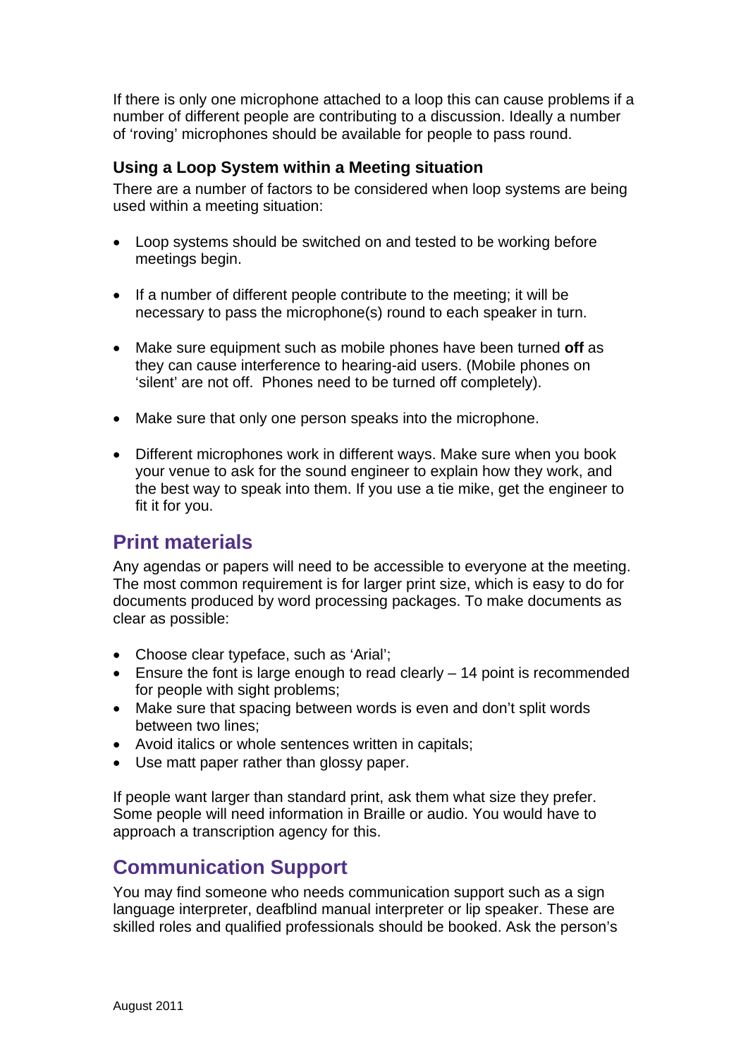If there is only one microphone attached to a loop this can cause problems if a number of different people are contributing to a discussion. Ideally a number of 'roving' microphones should be available for people to pass round.

### Using a Loop System within a Meeting situation

There are a number of factors to be considered when loop systems are being used within a meeting situation:

- Loop systems should be switched on and tested to be working before meetings begin.
- If a number of different people contribute to the meeting; it will be necessary to pass the microphone(s) round to each speaker in turn.
- Make sure equipment such as mobile phones have been turned **off** as they can cause interference to hearing-aid users. (Mobile phones on 'silent' are not off. Phones need to be turned off completely).
- Make sure that only one person speaks into the microphone.
- Different microphones work in different ways. Make sure when you book your venue to ask for the sound engineer to explain how they work, and the best way to speak into them. If you use a tie mike, get the engineer to fit it for you.

## Print materials

Any agendas or papers will need to be accessible to everyone at the meeting. The most common requirement is for larger print size, which is easy to do for documents produced by word processing packages. To make documents as clear as possible:

- Choose clear typeface, such as 'Arial';
- Ensure the font is large enough to read clearly – 14 point is recommended for people with sight problems;
- Make sure that spacing between words is even and don't split words between two lines;
- Avoid italics or whole sentences written in capitals;
- Use matt paper rather than glossy paper.

If people want larger than standard print, ask them what size they prefer. Some people will need information in Braille or audio. You would have to approach a transcription agency for this.

## Communication Support

You may find someone who needs communication support such as a sign language interpreter, deafblind manual interpreter or lip speaker. These are skilled roles and qualified professionals should be booked. Ask the person's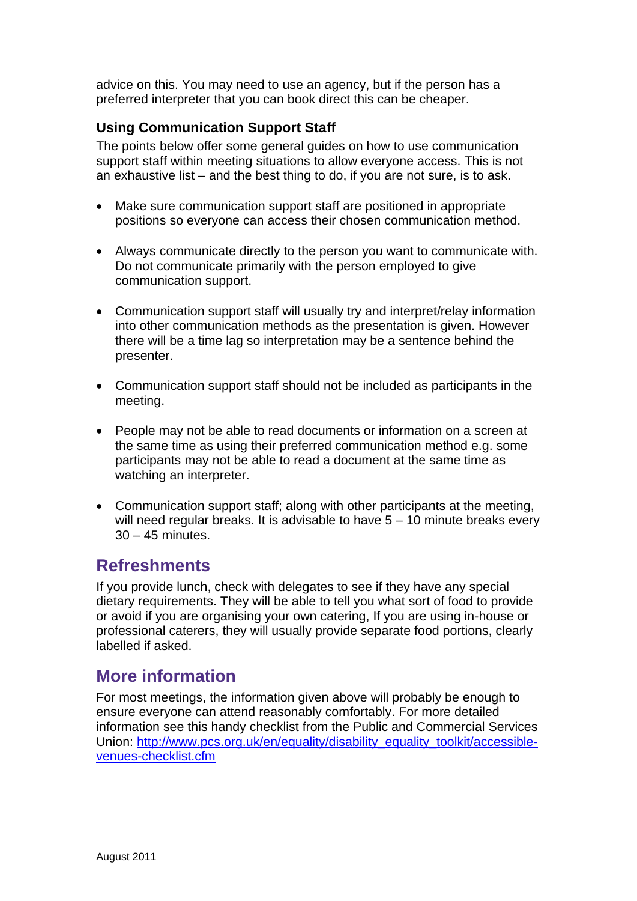advice on this. You may need to use an agency, but if the person has a preferred interpreter that you can book direct this can be cheaper.

### Using Communication Support Staff

The points below offer some general guides on how to use communication support staff within meeting situations to allow everyone access. This is not an exhaustive list – and the best thing to do, if you are not sure, is to ask.

- Make sure communication support staff are positioned in appropriate positions so everyone can access their chosen communication method.
- Always communicate directly to the person you want to communicate with. Do not communicate primarily with the person employed to give communication support.
- Communication support staff will usually try and interpret/relay information into other communication methods as the presentation is given. However there will be a time lag so interpretation may be a sentence behind the presenter.
- Communication support staff should not be included as participants in the meeting.
- People may not be able to read documents or information on a screen at the same time as using their preferred communication method e.g. some participants may not be able to read a document at the same time as watching an interpreter.
- Communication support staff; along with other participants at the meeting, will need regular breaks. It is advisable to have 5 – 10 minute breaks every 30 – 45 minutes.

## Refreshments

If you provide lunch, check with delegates to see if they have any special dietary requirements. They will be able to tell you what sort of food to provide or avoid if you are organising your own catering, If you are using in-house or professional caterers, they will usually provide separate food portions, clearly labelled if asked.

## More information

For most meetings, the information given above will probably be enough to ensure everyone can attend reasonably comfortably. For more detailed information see this handy checklist from the Public and Commercial Services Union: [http://www.pcs.org.uk/en/equality/disability_equality_toolkit/accessible-venues-checklist.cfm](http://www.pcs.org.uk/en/equality/disability_equality_toolkit/accessible-venues-checklist.cfm)

August 2011